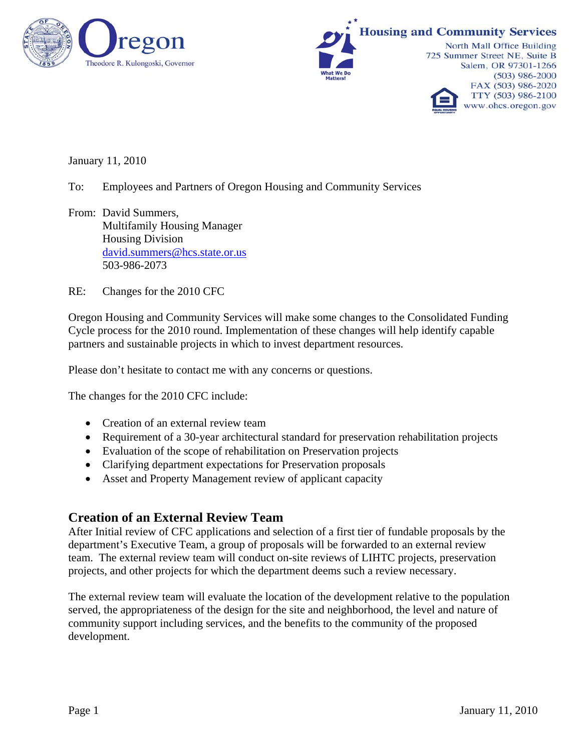Oregon
Theodore R. Kulongoski, Governor

Housing and Community Services
North Mall Office Building
725 Summer Street NE, Suite B
Salem, OR 97301-1266
(503) 986-2000
FAX (503) 986-2020
TTY (503) 986-2100
www.ohcs.oregon.gov

January 11, 2010

To: Employees and Partners of Oregon Housing and Community Services

From: David Summers,
Multifamily Housing Manager
Housing Division
david.summers@hcs.state.or.us
503-986-2073

RE: Changes for the 2010 CFC

Oregon Housing and Community Services will make some changes to the Consolidated Funding Cycle process for the 2010 round. Implementation of these changes will help identify capable partners and sustainable projects in which to invest department resources.

Please don't hesitate to contact me with any concerns or questions.

The changes for the 2010 CFC include:

- Creation of an external review team
- Requirement of a 30-year architectural standard for preservation rehabilitation projects
- Evaluation of the scope of rehabilitation on Preservation projects
- Clarifying department expectations for Preservation proposals
- Asset and Property Management review of applicant capacity

## Creation of an External Review Team

After Initial review of CFC applications and selection of a first tier of fundable proposals by the department's Executive Team, a group of proposals will be forwarded to an external review team. The external review team will conduct on-site reviews of LIHTC projects, preservation projects, and other projects for which the department deems such a review necessary.

The external review team will evaluate the location of the development relative to the population served, the appropriateness of the design for the site and neighborhood, the level and nature of community support including services, and the benefits to the community of the proposed development.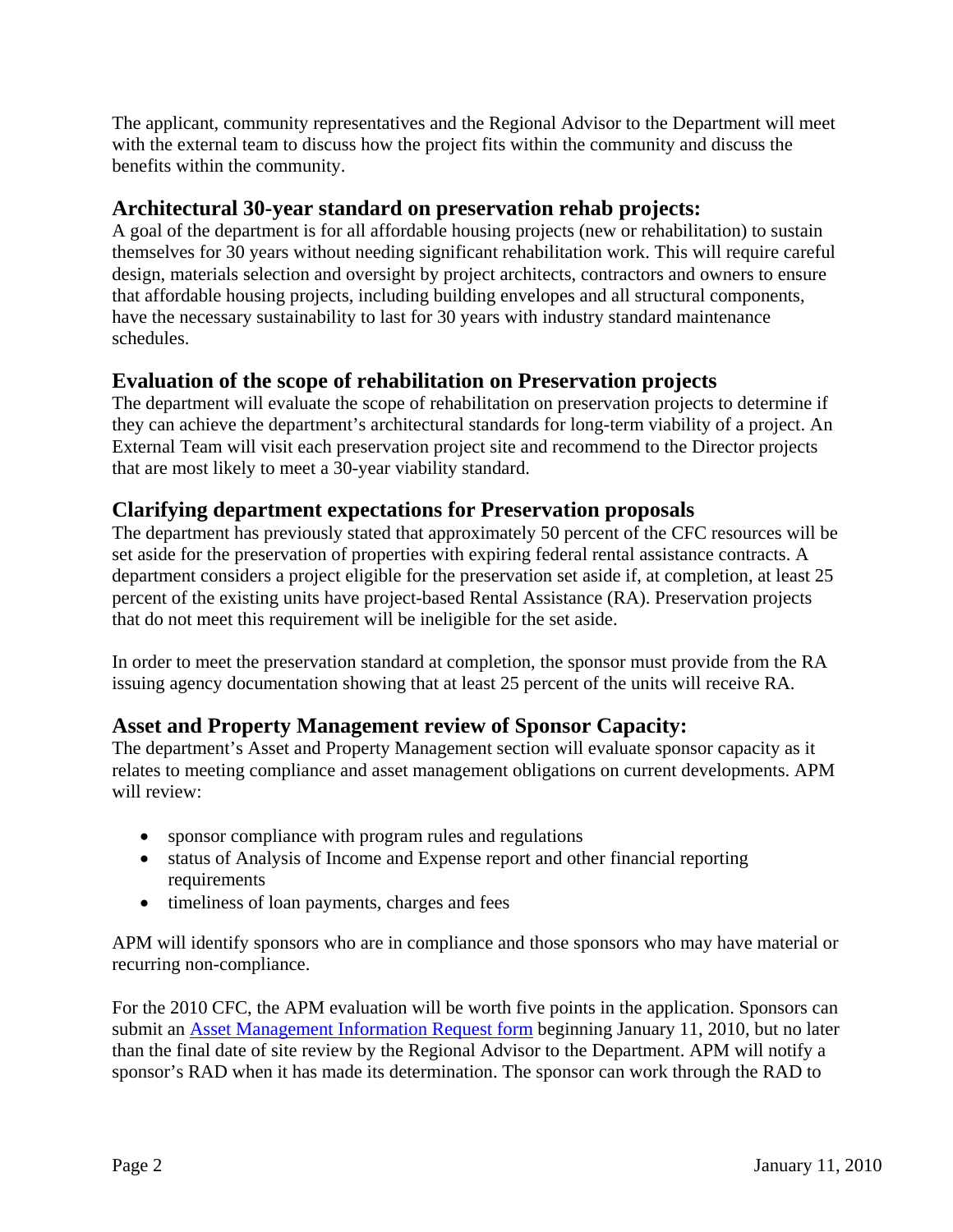The applicant, community representatives and the Regional Advisor to the Department will meet with the external team to discuss how the project fits within the community and discuss the benefits within the community.

## Architectural 30-year standard on preservation rehab projects:

A goal of the department is for all affordable housing projects (new or rehabilitation) to sustain themselves for 30 years without needing significant rehabilitation work. This will require careful design, materials selection and oversight by project architects, contractors and owners to ensure that affordable housing projects, including building envelopes and all structural components, have the necessary sustainability to last for 30 years with industry standard maintenance schedules.

## Evaluation of the scope of rehabilitation on Preservation projects

The department will evaluate the scope of rehabilitation on preservation projects to determine if they can achieve the department's architectural standards for long-term viability of a project. An External Team will visit each preservation project site and recommend to the Director projects that are most likely to meet a 30-year viability standard.

## Clarifying department expectations for Preservation proposals

The department has previously stated that approximately 50 percent of the CFC resources will be set aside for the preservation of properties with expiring federal rental assistance contracts. A department considers a project eligible for the preservation set aside if, at completion, at least 25 percent of the existing units have project-based Rental Assistance (RA). Preservation projects that do not meet this requirement will be ineligible for the set aside.

In order to meet the preservation standard at completion, the sponsor must provide from the RA issuing agency documentation showing that at least 25 percent of the units will receive RA.

## Asset and Property Management review of Sponsor Capacity:

The department's Asset and Property Management section will evaluate sponsor capacity as it relates to meeting compliance and asset management obligations on current developments. APM will review:

- sponsor compliance with program rules and regulations
- status of Analysis of Income and Expense report and other financial reporting requirements
- timeliness of loan payments, charges and fees

APM will identify sponsors who are in compliance and those sponsors who may have material or recurring non-compliance.

For the 2010 CFC, the APM evaluation will be worth five points in the application. Sponsors can submit an Asset Management Information Request form beginning January 11, 2010, but no later than the final date of site review by the Regional Advisor to the Department. APM will notify a sponsor's RAD when it has made its determination. The sponsor can work through the RAD to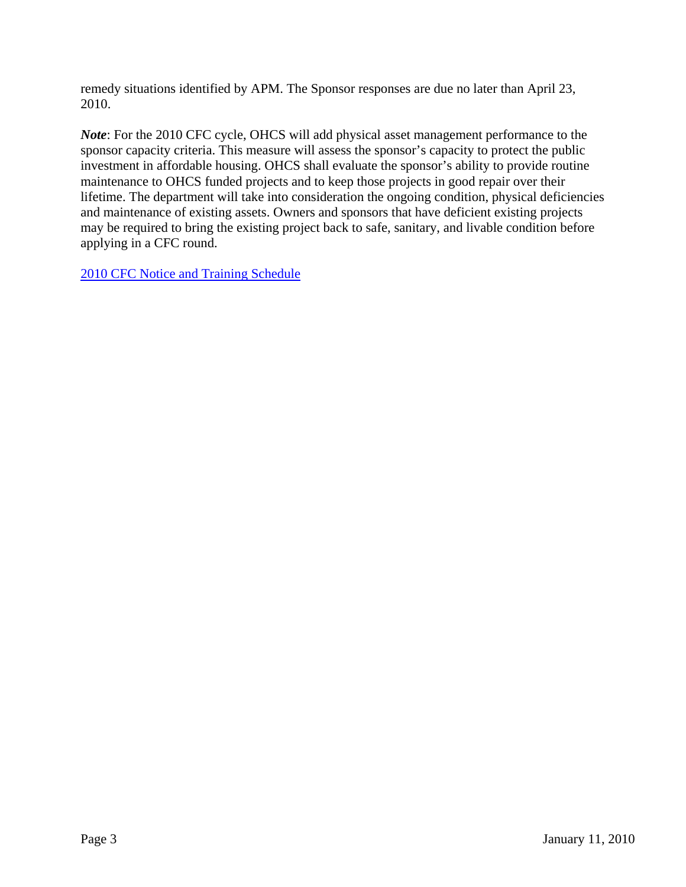remedy situations identified by APM. The Sponsor responses are due no later than April 23, 2010.

***Note***: For the 2010 CFC cycle, OHCS will add physical asset management performance to the sponsor capacity criteria. This measure will assess the sponsor's capacity to protect the public investment in affordable housing. OHCS shall evaluate the sponsor's ability to provide routine maintenance to OHCS funded projects and to keep those projects in good repair over their lifetime. The department will take into consideration the ongoing condition, physical deficiencies and maintenance of existing assets. Owners and sponsors that have deficient existing projects may be required to bring the existing project back to safe, sanitary, and livable condition before applying in a CFC round.

2010 CFC Notice and Training Schedule